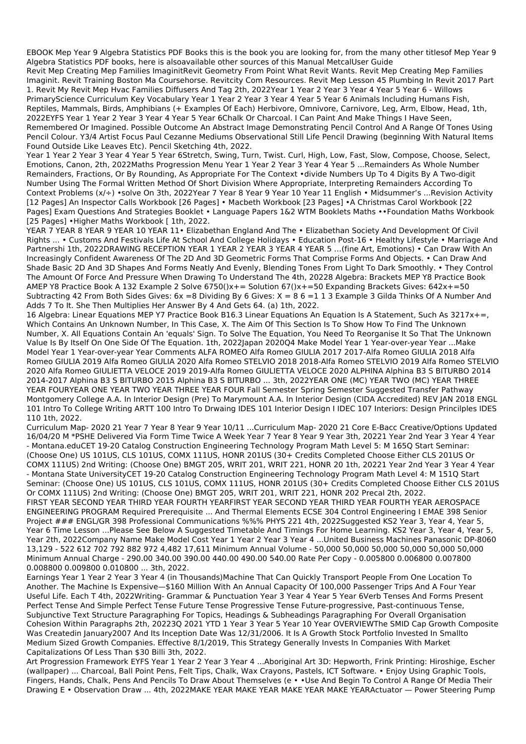EBOOK Mep Year 9 Algebra Statistics PDF Books this is the book you are looking for, from the many other titlesof Mep Year 9 Algebra Statistics PDF books, here is alsoavailable other sources of this Manual MetcalUser Guide

Revit Mep Creating Mep Families ImaginitRevit Geometry From Point What Revit Wants. Revit Mep Creating Mep Families Imaginit. Revit Training Boston Ma Coursehorse. Revitcity Com Resources. Revit Mep Lesson 45 Plumbing In Revit 2017 Part 1. Revit My Revit Mep Hvac Families Diffusers And Tag 2th, 2022Year 1 Year 2 Year 3 Year 4 Year 5 Year 6 - Willows PrimaryScience Curriculum Key Vocabulary Year 1 Year 2 Year 3 Year 4 Year 5 Year 6 Animals Including Humans Fish, Reptiles, Mammals, Birds, Amphibians (+ Examples Of Each) Herbivore, Omnivore, Carnivore, Leg, Arm, Elbow, Head, 1th, 2022EYFS Year 1 Year 2 Year 3 Year 4 Year 5 Year 6Chalk Or Charcoal. I Can Paint And Make Things I Have Seen, Remembered Or Imagined. Possible Outcome An Abstract Image Demonstrating Pencil Control And A Range Of Tones Using Pencil Colour. Y3/4 Artist Focus Paul Cezanne Mediums Observational Still Life Pencil Drawing (beginning With Natural Items Found Outside Like Leaves Etc). Pencil Sketching 4th, 2022.

Year 1 Year 2 Year 3 Year 4 Year 5 Year 6Stretch, Swing, Turn, Twist. Curl, High, Low, Fast, Slow, Compose, Choose, Select, Emotions, Canon, 2th, 2022Maths Progression Menu Year 1 Year 2 Year 3 Year 4 Year 5 ...Remainders As Whole Number Remainders, Fractions, Or By Rounding, As Appropriate For The Context •divide Numbers Up To 4 Digits By A Two-digit Number Using The Formal Written Method Of Short Division Where Appropriate, Interpreting Remainders According To Context Problems (x/÷) •solve On 3th, 2022Year 7 Year 8 Year 9 Year 10 Year 11 English • Midsummer's ...Revision Activity [12 Pages] An Inspector Calls Workbook [26 Pages] • Macbeth Workbook [23 Pages] •A Christmas Carol Workbook [22 Pages] Exam Questions And Strategies Booklet • Language Papers 1&2 WTM Booklets Maths ••Foundation Maths Workbook [25 Pages] •Higher Maths Workbook [ 1th, 2022.

YEAR 7 YEAR 8 YEAR 9 YEAR 10 YEAR 11• Elizabethan England And The • Elizabethan Society And Development Of Civil Rights ... • Customs And Festivals Life At School And College Holidays • Education Post-16 • Healthy Lifestyle • Marriage And Partnershi 1th, 2022DRAWING RECEPTION YEAR 1 YEAR 2 YEAR 3 YEAR 4 YEAR 5 …(fine Art, Emotions) • Can Draw With An Increasingly Confident Awareness Of The 2D And 3D Geometric Forms That Comprise Forms And Objects. • Can Draw And Shade Basic 2D And 3D Shapes And Forms Neatly And Evenly, Blending Tones From Light To Dark Smoothly. • They Control The Amount Of Force And Pressure When Drawing To Understand The 4th, 20228 Algebra: Brackets MEP Y8 Practice Book AMEP Y8 Practice Book A 132 Example 2 Solve 6750()x+= Solution 67()x+=50 Expanding Brackets Gives: 642x+=50 Subtracting 42 From Both Sides Gives: 6x =8 Dividing By 6 Gives: X = 8 6 =1 1 3 Example 3 Gilda Thinks Of A Number And Adds 7 To It. She Then Multiplies Her Answer By 4 And Gets 64. (a) 1th, 2022.

16 Algebra: Linear Equations MEP Y7 Practice Book B16.3 Linear Equations An Equation Is A Statement, Such As 3217x+=, Which Contains An Unknown Number, In This Case, X. The Aim Of This Section Is To Show How To Find The Unknown Number, X. All Equations Contain An 'equals' Sign. To Solve The Equation, You Need To Reorganise It So That The Unknown Value Is By Itself On One Side Of The Equation. 1th, 2022Japan 2020Q4 Make Model Year 1 Year-over-year Year ...Make Model Year 1 Year-over-year Year Comments ALFA ROMEO Alfa Romeo GIULIA 2017 2017-Alfa Romeo GIULIA 2018 Alfa Romeo GIULIA 2019 Alfa Romeo GIULIA 2020 Alfa Romeo STELVIO 2018 2018-Alfa Romeo STELVIO 2019 Alfa Romeo STELVIO 2020 Alfa Romeo GIULIETTA VELOCE 2019 2019-Alfa Romeo GIULIETTA VELOCE 2020 ALPHINA Alphina B3 S BITURBO 2014 2014-2017 Alphina B3 S BITURBO 2015 Alphina B3 S BITURBO ... 3th, 2022YEAR ONE (MC) YEAR TWO (MC) YEAR THREE YEAR FOURYEAR ONE YEAR TWO YEAR THREE YEAR FOUR Fall Semester Spring Semester Suggested Transfer Pathway Montgomery College A.A. In Interior Design (Pre) To Marymount A.A. In Interior Design (CIDA Accredited) REV JAN 2018 ENGL 101 Intro To College Writing ARTT 100 Intro To Drwaing IDES 101 Interior Design I IDEC 107 Interiors: Design Princilples IDES 110 1th, 2022.

Curriculum Map- 2020 21 Year 7 Year 8 Year 9 Year 10/11 …Curriculum Map- 2020 21 Core E-Bacc Creative/Options Updated 16/04/20 M *PSHE Delivered Via Form Time Twice A Week Year 7 Year 8 Year 9 Year 3th, 20221 Year 2nd Year 3 Year 4 Year - Montana.eduCET 19-20 Catalog Construction Engineering Technology Program Math Level 5: M 165Q Start Seminar: (Choose One) US 101US, CLS 101US, COMX 111US, HONR 201US (30+ Credits Completed Choose Either CLS 201US Or COMX 111US) 2nd Writing: (Choose One) BMGT 205, WRIT 201, WRIT 221, HONR 20 1th, 20221 Year 2nd Year 3 Year 4 Year - Montana State UniversityCET 19-20 Catalog Construction Engineering Technology Program Math Level 4: M 151Q Start Seminar: (Choose One) US 101US, CLS 101US, COMX 111US, HONR 201US (30+ Credits Completed Choose Either CLS 201US Or COMX 111US) 2nd Writing: (Choose One) BMGT 205, WRIT 201, WRIT 221, HONR 202 Precal 2th, 2022.

FIRST YEAR SECOND YEAR THIRD YEAR FOURTH YEARFIRST YEAR SECOND YEAR THIRD YEAR FOURTH YEAR AEROSPACE ENGINEERING PROGRAM Required Prerequisite ... And Thermal Elements ECSE 304 Control Engineering I EMAE 398 Senior Project ### ENGL/GR 398 Professional Communications %%% PHYS 221 4th, 2022Suggested KS2 Year 3, Year 4, Year 5, Year 6 Time Lesson ...Please See Below A Suggested Timetable And Timings For Home Learning. KS2 Year 3, Year 4, Year 5, Year 2th, 2022Company Name Make Model Cost Year 1 Year 2 Year 3 Year 4 ...United Business Machines Panasonic DP-8060 13,129 - 522 612 702 792 882 972 4,482 17,611 Minimum Annual Volume - 50,000 50,000 50,000 50,000 50,000 50,000 Minimum Annual Charge - 290.00 340.00 390.00 440.00 490.00 540.00 Rate Per Copy - 0.005800 0.006800 0.007800 0.008800 0.009800 0.010800 ... 3th, 2022.

Earnings Year 1 Year 2 Year 3 Year 4 (in Thousands)Machine That Can Quickly Transport People From One Location To Another. The Machine Is Expensive—$160 Million With An Annual Capacity Of 100,000 Passenger Trips And A Four Year Useful Life. Each T 4th, 2022Writing- Grammar & Punctuation Year 3 Year 4 Year 5 Year 6Verb Tenses And Forms Present Perfect Tense And Simple Perfect Tense Future Tense Progressive Tense Future-progressive, Past-continuous Tense, Subjunctive Text Structure Paragraphing For Topics, Headings & Subheadings Paragraphing For Overall Organisation Cohesion Within Paragraphs 2th, 20223Q 2021 YTD 1 Year 3 Year 5 Year 10 Year OVERVIEWThe SMID Cap Growth Composite Was Createdin January2007 And Its Inception Date Was 12/31/2006. It Is A Growth Stock Portfolio Invested In Smallto Medium Sized Growth Companies. Effective 8/1/2019, This Strategy Generally Invests In Companies With Market Capitalizations Of Less Than $30 Billi 3th, 2022.

Art Progression Framework EYFS Year 1 Year 2 Year 3 Year 4 ...Aboriginal Art 3D: Hepworth, Frink Printing: Hiroshige, Escher (wallpaper) ... Charcoal, Ball Point Pens, Felt Tips, Chalk, Wax Crayons, Pastels, ICT Software. • Enjoy Using Graphic Tools, Fingers, Hands, Chalk, Pens And Pencils To Draw About Themselves (e • •Use And Begin To Control A Range Of Media Their Drawing E • Observation Draw ... 4th, 2022MAKE YEAR MAKE YEAR MAKE YEAR MAKE YEARActuator — Power Steering Pump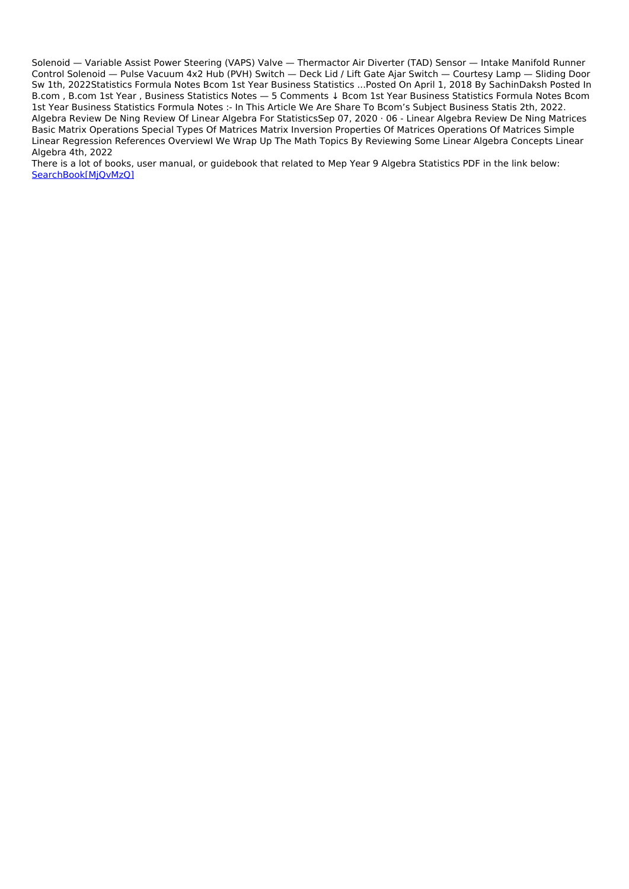Solenoid — Variable Assist Power Steering (VAPS) Valve — Thermactor Air Diverter (TAD) Sensor — Intake Manifold Runner Control Solenoid — Pulse Vacuum 4x2 Hub (PVH) Switch — Deck Lid / Lift Gate Ajar Switch — Courtesy Lamp — Sliding Door Sw 1th, 2022Statistics Formula Notes Bcom 1st Year Business Statistics ...Posted On April 1, 2018 By SachinDaksh Posted In B.com , B.com 1st Year , Business Statistics Notes — 5 Comments ↓ Bcom 1st Year Business Statistics Formula Notes Bcom 1st Year Business Statistics Formula Notes :- In This Article We Are Share To Bcom's Subject Business Statis 2th, 2022. Algebra Review De Ning Review Of Linear Algebra For StatisticsSep 07, 2020 · 06 - Linear Algebra Review De Ning Matrices Basic Matrix Operations Special Types Of Matrices Matrix Inversion Properties Of Matrices Operations Of Matrices Simple Linear Regression References Overviewl We Wrap Up The Math Topics By Reviewing Some Linear Algebra Concepts Linear Algebra 4th, 2022

There is a lot of books, user manual, or guidebook that related to Mep Year 9 Algebra Statistics PDF in the link below:
[SearchBook[MjQvMzQ]]